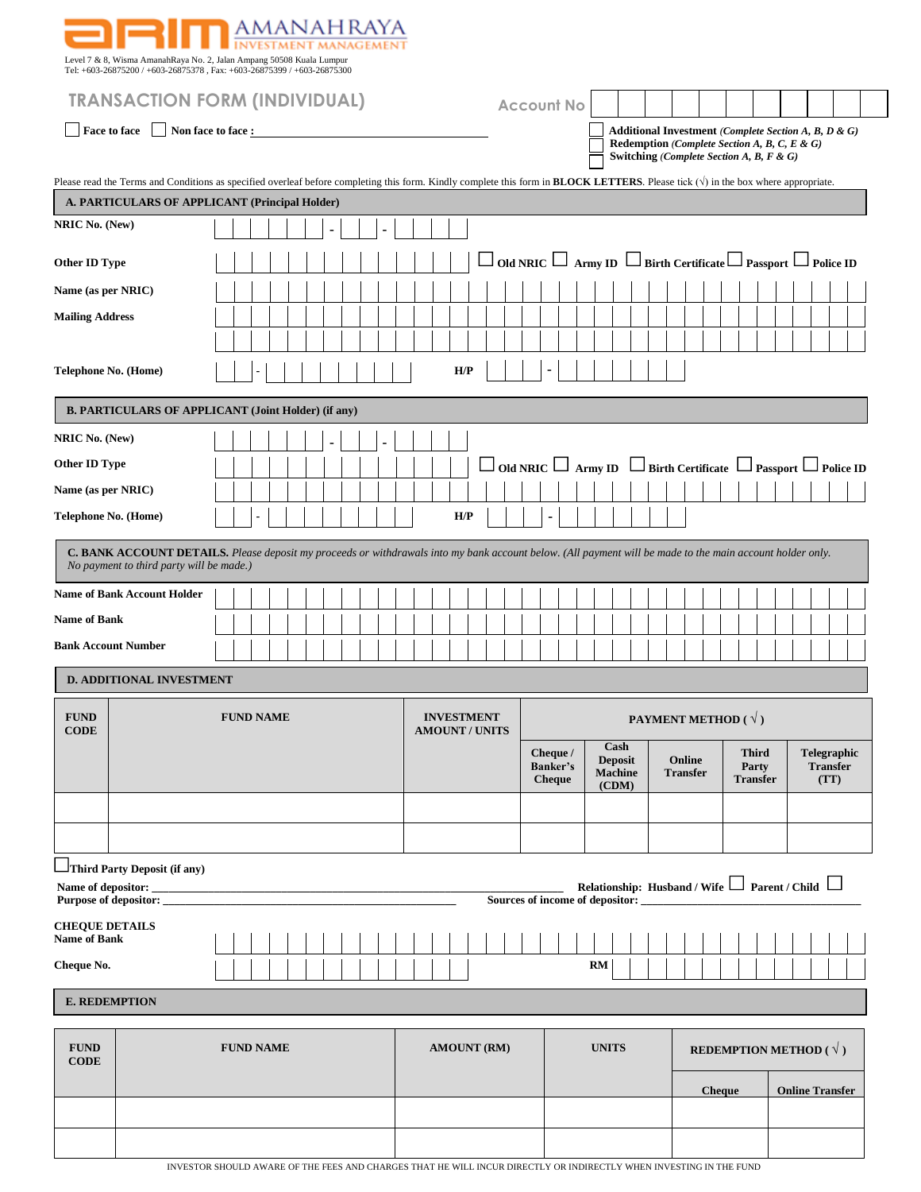**AMANAHRAYA INVESTMENT MANAGEMENT**

Level 7 & 8, Wisma AmanahRaya No. 2, Jalan Ampang 50508 Kuala Lumpur
Tel: +603-26875200 / +603-26875378 , Fax: +603-26875399 / +603-26875300

# TRANSACTION FORM (INDIVIDUAL)

**Account No** 

☐ **Face to face** ☐ **Non face to face :** ____________________

☐ **Additional Investment** *(Complete Section A, B, D & G)*
☐ **Redemption** *(Complete Section A, B, C, E & G)*
☐ **Switching** *(Complete Section A, B, F & G)*

Please read the Terms and Conditions as specified overleaf before completing this form. Kindly complete this form in **BLOCK LETTERS**. Please tick (√) in the box where appropriate.

## A. PARTICULARS OF APPLICANT (Principal Holder)

**NRIC No. (New)** ______ - ____ - ______

**Other ID Type** ____________________ ☐ **Old NRIC** ☐ **Army ID** ☐ **Birth Certificate** ☐ **Passport** ☐ **Police ID**

**Name (as per NRIC)** ____________________

**Mailing Address** ____________________

**Telephone No. (Home)** ____ - ____________ **H/P** ____ - ____________

## B. PARTICULARS OF APPLICANT (Joint Holder) (if any)

**NRIC No. (New)** ______ - ____ - ______

**Other ID Type** ____________________ ☐ **Old NRIC** ☐ **Army ID** ☐ **Birth Certificate** ☐ **Passport** ☐ **Police ID**

**Name (as per NRIC)** ____________________

**Telephone No. (Home)** ____ - ____________ **H/P** ____ - ____________

## C. BANK ACCOUNT DETAILS.

*Please deposit my proceeds or withdrawals into my bank account below. (All payment will be made to the main account holder only. No payment to third party will be made.)*

**Name of Bank Account Holder** ____________________

**Name of Bank** ____________________

**Bank Account Number** ____________________

## D. ADDITIONAL INVESTMENT

| FUND CODE | FUND NAME | INVESTMENT AMOUNT / UNITS | PAYMENT METHOD ( √ ) | | | | |
|---|---|---|---|---|---|---|---|
| | | | Cheque / Banker's Cheque | Cash Deposit Machine (CDM) | Online Transfer | Third Party Transfer | Telegraphic Transfer (TT) |
| | | | | | | | |
| | | | | | | | |

☐ **Third Party Deposit (if any)**

**Name of depositor:** ____________________ **Relationship: Husband / Wife** ☐ **Parent / Child** ☐

**Purpose of depositor:** ____________________ **Sources of income of depositor:** ____________________

**CHEQUE DETAILS**

**Name of Bank** ____________________

**Cheque No.** ____________________ **RM** ____________________

## E. REDEMPTION

| FUND CODE | FUND NAME | AMOUNT (RM) | UNITS | REDEMPTION METHOD ( √ ) | |
|---|---|---|---|---|---|
| | | | | Cheque | Online Transfer |
| | | | | | |
| | | | | | |

INVESTOR SHOULD AWARE OF THE FEES AND CHARGES THAT HE WILL INCUR DIRECTLY OR INDIRECTLY WHEN INVESTING IN THE FUND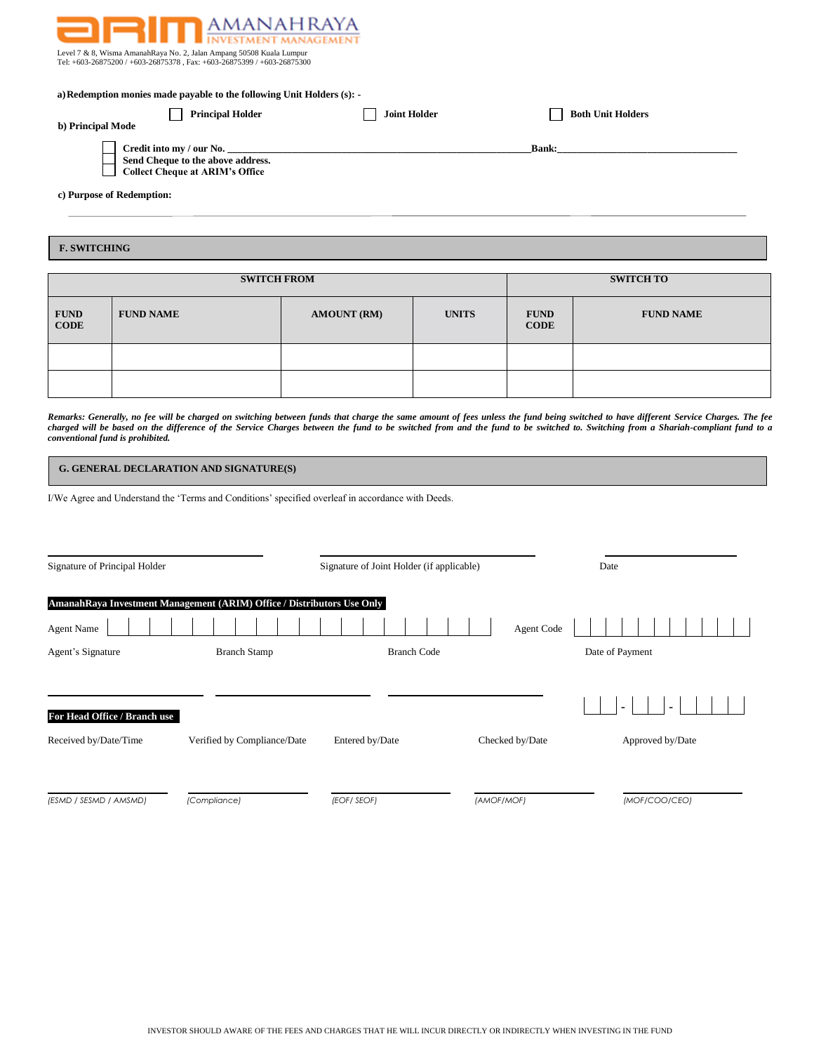AMANAHRAYA INVESTMENT MANAGEMENT

Level 7 & 8, Wisma AmanahRaya No. 2, Jalan Ampang 50508 Kuala Lumpur
Tel: +603-26875200 / +603-26875378 , Fax: +603-26875399 / +603-26875300

**a) Redemption monies made payable to the following Unit Holders (s): -**

☐ **Principal Holder** ☐ **Joint Holder** ☐ **Both Unit Holders**

**b) Principal Mode**

☐ **Credit into my / our No. \_\_\_\_\_\_\_\_\_\_\_\_\_\_\_\_\_\_\_\_\_\_\_\_\_\_\_\_\_\_ Bank:\_\_\_\_\_\_\_\_\_\_\_\_\_\_\_\_\_\_\_\_**
☐ **Send Cheque to the above address.**
☐ **Collect Cheque at ARIM's Office**

**c) Purpose of Redemption:**

\_\_\_\_\_\_\_\_\_\_\_\_\_\_\_\_\_\_\_\_\_\_\_\_\_\_\_\_\_\_\_\_\_\_\_\_\_\_\_\_\_\_\_\_\_\_\_\_\_\_\_\_\_\_\_\_

## F. SWITCHING

| SWITCH FROM | | | | SWITCH TO | |
|---|---|---|---|---|---|
| **FUND CODE** | **FUND NAME** | **AMOUNT (RM)** | **UNITS** | **FUND CODE** | **FUND NAME** |
| | | | | | |
| | | | | | |

***Remarks: Generally, no fee will be charged on switching between funds that charge the same amount of fees unless the fund being switched to have different Service Charges. The fee charged will be based on the difference of the Service Charges between the fund to be switched from and the fund to be switched to. Switching from a Shariah-compliant fund to a conventional fund is prohibited.***

## G. GENERAL DECLARATION AND SIGNATURE(S)

I/We Agree and Understand the 'Terms and Conditions' specified overleaf in accordance with Deeds.

\_\_\_\_\_\_\_\_\_\_\_\_\_\_\_\_\_\_\_\_ \_\_\_\_\_\_\_\_\_\_\_\_\_\_\_\_\_\_\_\_ \_\_\_\_\_\_\_\_\_\_\_\_\_\_\_\_\_\_\_\_

Signature of Principal Holder | Signature of Joint Holder (if applicable) | Date

**AmanahRaya Investment Management (ARIM) Office / Distributors Use Only**

Agent Name ☐☐☐☐☐☐☐☐☐☐☐☐☐☐☐☐☐☐ Agent Code ☐☐☐☐☐☐☐☐☐☐☐

Agent's Signature | Branch Stamp | Branch Code | Date of Payment

\_\_\_\_\_\_\_\_\_\_\_\_ \_\_\_\_\_\_\_\_\_\_\_\_ \_\_\_\_\_\_\_\_\_\_\_\_ ☐☐ - ☐☐ - ☐☐☐☐

**For Head Office / Branch use**

| Received by/Date/Time | Verified by Compliance/Date | Entered by/Date | Checked by/Date | Approved by/Date |
|---|---|---|---|---|
| | | | | |
| *(ESMD / SESMD / AMSMD)* | *(Compliance)* | *(EOF/ SEOF)* | *(AMOF/MOF)* | *(MOF/COO/CEO)* |

INVESTOR SHOULD AWARE OF THE FEES AND CHARGES THAT HE WILL INCUR DIRECTLY OR INDIRECTLY WHEN INVESTING IN THE FUND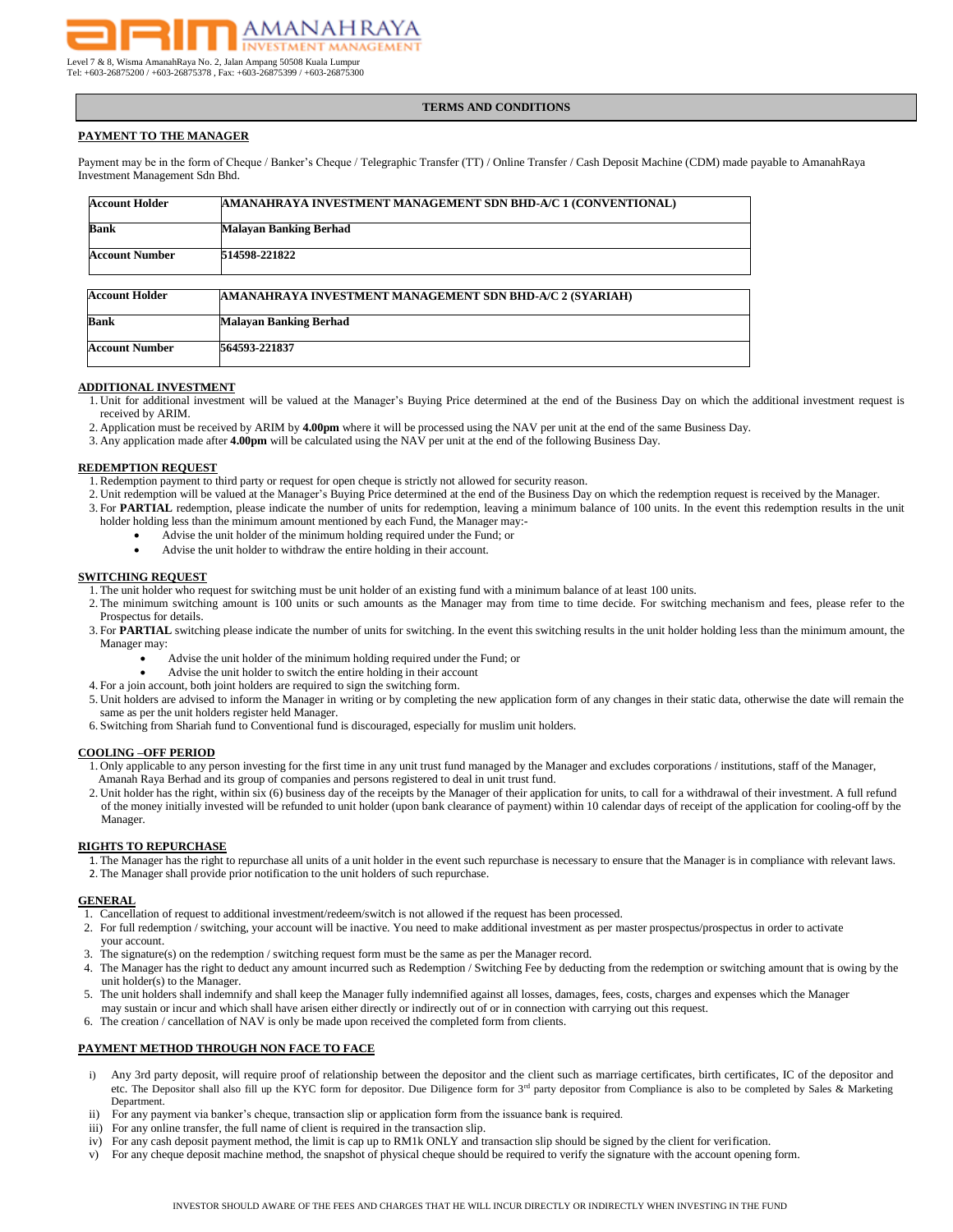AMANAHRAYA INVESTMENT MANAGEMENT

Level 7 & 8, Wisma AmanahRaya No. 2, Jalan Ampang 50508 Kuala Lumpur
Tel: +603-26875200 / +603-26875378 , Fax: +603-26875399 / +603-26875300

## TERMS AND CONDITIONS

### PAYMENT TO THE MANAGER

Payment may be in the form of Cheque / Banker's Cheque / Telegraphic Transfer (TT) / Online Transfer / Cash Deposit Machine (CDM) made payable to AmanahRaya Investment Management Sdn Bhd.

| | |
|---|---|
| **Account Holder** | **AMANAHRAYA INVESTMENT MANAGEMENT SDN BHD-A/C 1 (CONVENTIONAL)** |
| **Bank** | **Malayan Banking Berhad** |
| **Account Number** | **514598-221822** |

| | |
|---|---|
| **Account Holder** | **AMANAHRAYA INVESTMENT MANAGEMENT SDN BHD-A/C 2 (SYARIAH)** |
| **Bank** | **Malayan Banking Berhad** |
| **Account Number** | **564593-221837** |

### ADDITIONAL INVESTMENT

1. Unit for additional investment will be valued at the Manager's Buying Price determined at the end of the Business Day on which the additional investment request is received by ARIM.
2. Application must be received by ARIM by **4.00pm** where it will be processed using the NAV per unit at the end of the same Business Day.
3. Any application made after **4.00pm** will be calculated using the NAV per unit at the end of the following Business Day.

### REDEMPTION REQUEST

1. Redemption payment to third party or request for open cheque is strictly not allowed for security reason.
2. Unit redemption will be valued at the Manager's Buying Price determined at the end of the Business Day on which the redemption request is received by the Manager.
3. For **PARTIAL** redemption, please indicate the number of units for redemption, leaving a minimum balance of 100 units. In the event this redemption results in the unit holder holding less than the minimum amount mentioned by each Fund, the Manager may:-
   - Advise the unit holder of the minimum holding required under the Fund; or
   - Advise the unit holder to withdraw the entire holding in their account.

### SWITCHING REQUEST

1. The unit holder who request for switching must be unit holder of an existing fund with a minimum balance of at least 100 units.
2. The minimum switching amount is 100 units or such amounts as the Manager may from time to time decide. For switching mechanism and fees, please refer to the Prospectus for details.
3. For **PARTIAL** switching please indicate the number of units for switching. In the event this switching results in the unit holder holding less than the minimum amount, the Manager may:
   - Advise the unit holder of the minimum holding required under the Fund; or
   - Advise the unit holder to switch the entire holding in their account
4. For a join account, both joint holders are required to sign the switching form.
5. Unit holders are advised to inform the Manager in writing or by completing the new application form of any changes in their static data, otherwise the date will remain the same as per the unit holders register held Manager.
6. Switching from Shariah fund to Conventional fund is discouraged, especially for muslim unit holders.

### COOLING –OFF PERIOD

1. Only applicable to any person investing for the first time in any unit trust fund managed by the Manager and excludes corporations / institutions, staff of the Manager, Amanah Raya Berhad and its group of companies and persons registered to deal in unit trust fund.
2. Unit holder has the right, within six (6) business day of the receipts by the Manager of their application for units, to call for a withdrawal of their investment. A full refund of the money initially invested will be refunded to unit holder (upon bank clearance of payment) within 10 calendar days of receipt of the application for cooling-off by the Manager.

### RIGHTS TO REPURCHASE

1. The Manager has the right to repurchase all units of a unit holder in the event such repurchase is necessary to ensure that the Manager is in compliance with relevant laws.
2. The Manager shall provide prior notification to the unit holders of such repurchase.

### GENERAL

1. Cancellation of request to additional investment/redeem/switch is not allowed if the request has been processed.
2. For full redemption / switching, your account will be inactive. You need to make additional investment as per master prospectus/prospectus in order to activate your account.
3. The signature(s) on the redemption / switching request form must be the same as per the Manager record.
4. The Manager has the right to deduct any amount incurred such as Redemption / Switching Fee by deducting from the redemption or switching amount that is owing by the unit holder(s) to the Manager.
5. The unit holders shall indemnify and shall keep the Manager fully indemnified against all losses, damages, fees, costs, charges and expenses which the Manager may sustain or incur and which shall have arisen either directly or indirectly out of or in connection with carrying out this request.
6. The creation / cancellation of NAV is only be made upon received the completed form from clients.

### PAYMENT METHOD THROUGH NON FACE TO FACE

i) Any 3rd party deposit, will require proof of relationship between the depositor and the client such as marriage certificates, birth certificates, IC of the depositor and etc. The Depositor shall also fill up the KYC form for depositor. Due Diligence form for 3rd party depositor from Compliance is also to be completed by Sales & Marketing Department.

ii) For any payment via banker's cheque, transaction slip or application form from the issuance bank is required.

iii) For any online transfer, the full name of client is required in the transaction slip.

iv) For any cash deposit payment method, the limit is cap up to RM1k ONLY and transaction slip should be signed by the client for verification.

v) For any cheque deposit machine method, the snapshot of physical cheque should be required to verify the signature with the account opening form.

INVESTOR SHOULD AWARE OF THE FEES AND CHARGES THAT HE WILL INCUR DIRECTLY OR INDIRECTLY WHEN INVESTING IN THE FUND